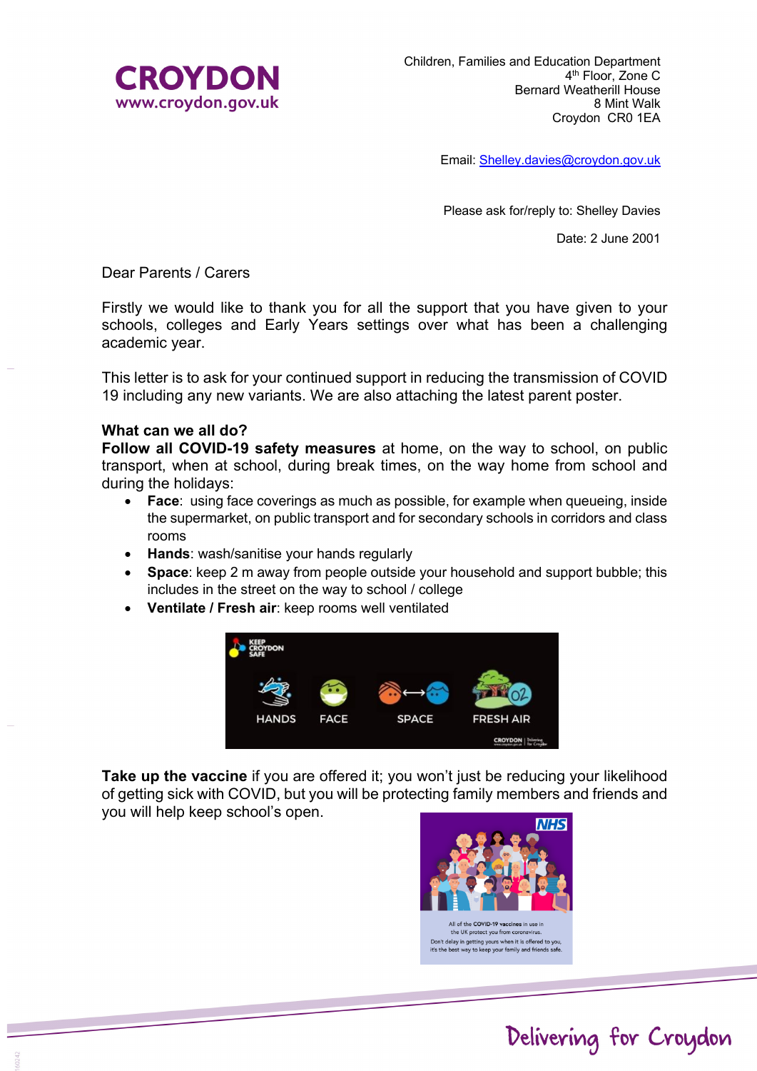CROYDON
www.croydon.gov.uk

Children, Families and Education Department
4th Floor, Zone C
Bernard Weatherill House
8 Mint Walk
Croydon CR0 1EA

Email: Shelley.davies@croydon.gov.uk

Please ask for/reply to: Shelley Davies

Date: 2 June 2001

Dear Parents / Carers

Firstly we would like to thank you for all the support that you have given to your schools, colleges and Early Years settings over what has been a challenging academic year.

This letter is to ask for your continued support in reducing the transmission of COVID 19 including any new variants. We are also attaching the latest parent poster.

**What can we all do?**

**Follow all COVID-19 safety measures** at home, on the way to school, on public transport, when at school, during break times, on the way home from school and during the holidays:

- **Face**: using face coverings as much as possible, for example when queueing, inside the supermarket, on public transport and for secondary schools in corridors and class rooms
- **Hands**: wash/sanitise your hands regularly
- **Space**: keep 2 m away from people outside your household and support bubble; this includes in the street on the way to school / college
- **Ventilate / Fresh air**: keep rooms well ventilated

**Take up the vaccine** if you are offered it; you won't just be reducing your likelihood of getting sick with COVID, but you will be protecting family members and friends and you will help keep school's open.

Delivering for Croydon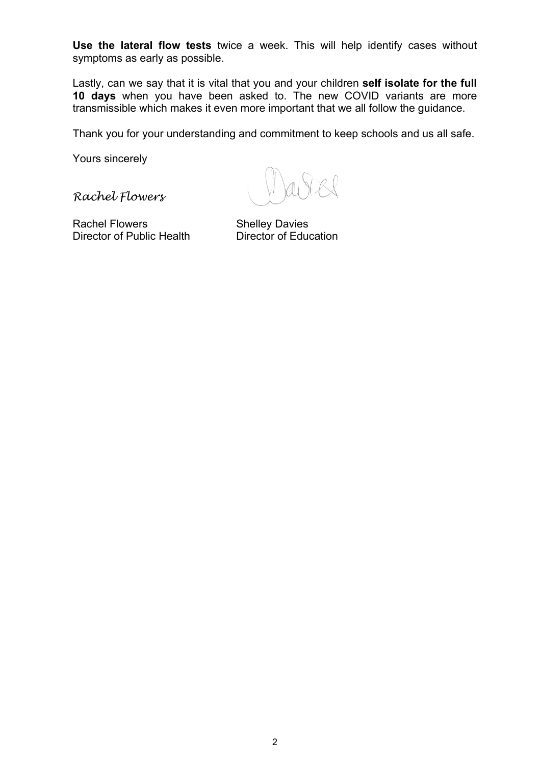**Use the lateral flow tests** twice a week. This will help identify cases without symptoms as early as possible.

Lastly, can we say that it is vital that you and your children **self isolate for the full 10 days** when you have been asked to. The new COVID variants are more transmissible which makes it even more important that we all follow the guidance.

Thank you for your understanding and commitment to keep schools and us all safe.

Yours sincerely

*Rachel Flowers*

Rachel Flowers
Director of Public Health

Shelley Davies
Director of Education